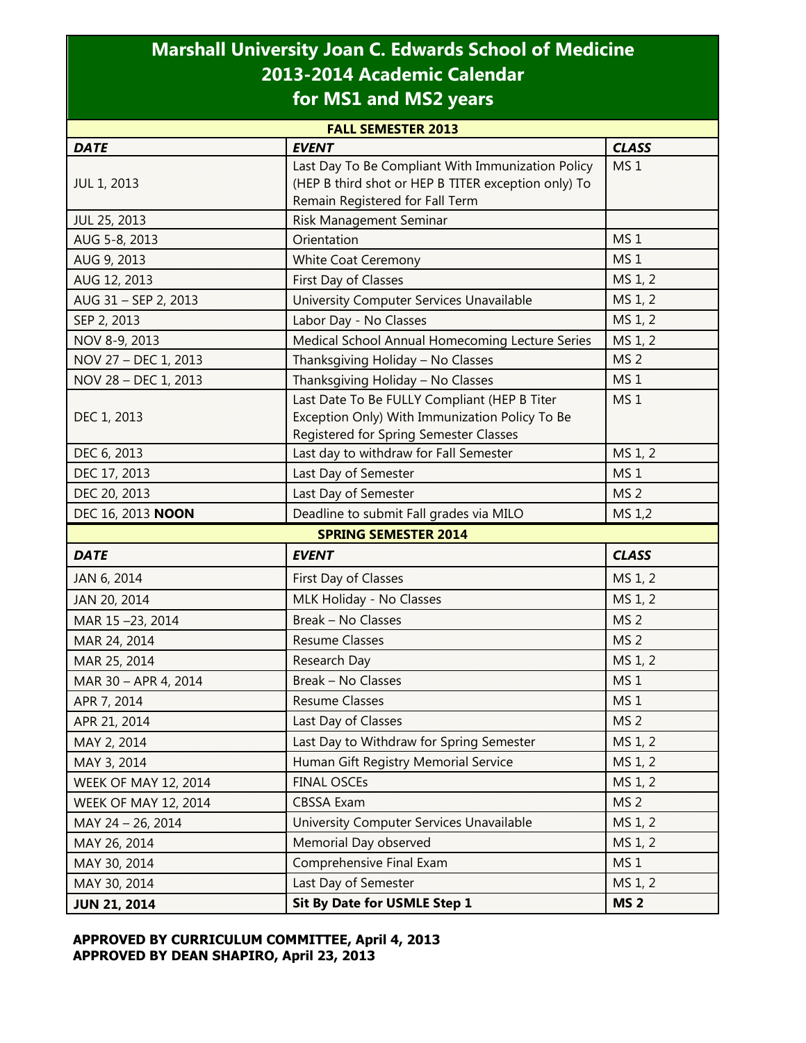# Marshall University Joan C. Edwards School of Medicine
# 2013-2014 Academic Calendar
# for MS1 and MS2 years

| **FALL SEMESTER 2013** | | |
|---|---|---|
| ***DATE*** | ***EVENT*** | ***CLASS*** |
| JUL 1, 2013 | Last Day To Be Compliant With Immunization Policy (HEP B third shot or HEP B TITER exception only) To Remain Registered for Fall Term | MS 1 |
| JUL 25, 2013 | Risk Management Seminar | |
| AUG 5-8, 2013 | Orientation | MS 1 |
| AUG 9, 2013 | White Coat Ceremony | MS 1 |
| AUG 12, 2013 | First Day of Classes | MS 1, 2 |
| AUG 31 – SEP 2, 2013 | University Computer Services Unavailable | MS 1, 2 |
| SEP 2, 2013 | Labor Day - No Classes | MS 1, 2 |
| NOV 8-9, 2013 | Medical School Annual Homecoming Lecture Series | MS 1, 2 |
| NOV 27 – DEC 1, 2013 | Thanksgiving Holiday – No Classes | MS 2 |
| NOV 28 – DEC 1, 2013 | Thanksgiving Holiday – No Classes | MS 1 |
| DEC 1, 2013 | Last Date To Be FULLY Compliant (HEP B Titer Exception Only) With Immunization Policy To Be Registered for Spring Semester Classes | MS 1 |
| DEC 6, 2013 | Last day to withdraw for Fall Semester | MS 1, 2 |
| DEC 17, 2013 | Last Day of Semester | MS 1 |
| DEC 20, 2013 | Last Day of Semester | MS 2 |
| DEC 16, 2013 **NOON** | Deadline to submit Fall grades via MILO | MS 1,2 |

| **SPRING SEMESTER 2014** | | |
|---|---|---|
| ***DATE*** | ***EVENT*** | ***CLASS*** |
| JAN 6, 2014 | First Day of Classes | MS 1, 2 |
| JAN 20, 2014 | MLK Holiday - No Classes | MS 1, 2 |
| MAR 15 –23, 2014 | Break – No Classes | MS 2 |
| MAR 24, 2014 | Resume Classes | MS 2 |
| MAR 25, 2014 | Research Day | MS 1, 2 |
| MAR 30 – APR 4, 2014 | Break – No Classes | MS 1 |
| APR 7, 2014 | Resume Classes | MS 1 |
| APR 21, 2014 | Last Day of Classes | MS 2 |
| MAY 2, 2014 | Last Day to Withdraw for Spring Semester | MS 1, 2 |
| MAY 3, 2014 | Human Gift Registry Memorial Service | MS 1, 2 |
| WEEK OF MAY 12, 2014 | FINAL OSCEs | MS 1, 2 |
| WEEK OF MAY 12, 2014 | CBSSA Exam | MS 2 |
| MAY 24 – 26, 2014 | University Computer Services Unavailable | MS 1, 2 |
| MAY 26, 2014 | Memorial Day observed | MS 1, 2 |
| MAY 30, 2014 | Comprehensive Final Exam | MS 1 |
| MAY 30, 2014 | Last Day of Semester | MS 1, 2 |
| **JUN 21, 2014** | **Sit By Date for USMLE Step 1** | **MS 2** |

**APPROVED BY CURRICULUM COMMITTEE, April 4, 2013**
**APPROVED BY DEAN SHAPIRO, April 23, 2013**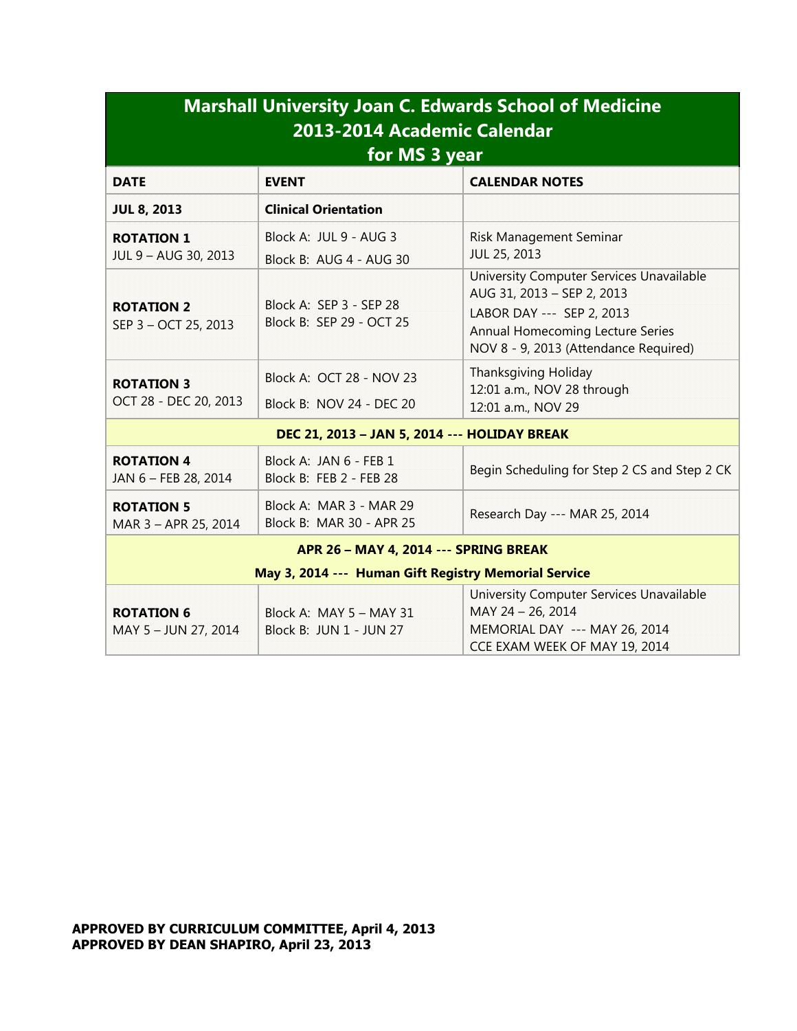# Marshall University Joan C. Edwards School of Medicine
## 2013-2014 Academic Calendar
## for MS 3 year

| DATE | EVENT | CALENDAR NOTES |
| --- | --- | --- |
| **JUL 8, 2013** | **Clinical Orientation** | |
| **ROTATION 1** JUL 9 – AUG 30, 2013 | Block A: JUL 9 - AUG 3<br>Block B: AUG 4 - AUG 30 | Risk Management Seminar JUL 25, 2013 |
| **ROTATION 2** SEP 3 – OCT 25, 2013 | Block A: SEP 3 - SEP 28<br>Block B: SEP 29 - OCT 25 | University Computer Services Unavailable AUG 31, 2013 – SEP 2, 2013<br>LABOR DAY --- SEP 2, 2013<br>Annual Homecoming Lecture Series NOV 8 - 9, 2013 (Attendance Required) |
| **ROTATION 3** OCT 28 - DEC 20, 2013 | Block A: OCT 28 - NOV 23<br>Block B: NOV 24 - DEC 20 | Thanksgiving Holiday 12:01 a.m., NOV 28 through 12:01 a.m., NOV 29 |
| **DEC 21, 2013 – JAN 5, 2014 --- HOLIDAY BREAK** | | |
| **ROTATION 4** JAN 6 – FEB 28, 2014 | Block A: JAN 6 - FEB 1<br>Block B: FEB 2 - FEB 28 | Begin Scheduling for Step 2 CS and Step 2 CK |
| **ROTATION 5** MAR 3 – APR 25, 2014 | Block A: MAR 3 - MAR 29<br>Block B: MAR 30 - APR 25 | Research Day --- MAR 25, 2014 |
| **APR 26 – MAY 4, 2014 --- SPRING BREAK**<br>**May 3, 2014 --- Human Gift Registry Memorial Service** | | |
| **ROTATION 6** MAY 5 – JUN 27, 2014 | Block A: MAY 5 – MAY 31<br>Block B: JUN 1 - JUN 27 | University Computer Services Unavailable MAY 24 – 26, 2014<br>MEMORIAL DAY --- MAY 26, 2014<br>CCE EXAM WEEK OF MAY 19, 2014 |

**APPROVED BY CURRICULUM COMMITTEE, April 4, 2013**
**APPROVED BY DEAN SHAPIRO, April 23, 2013**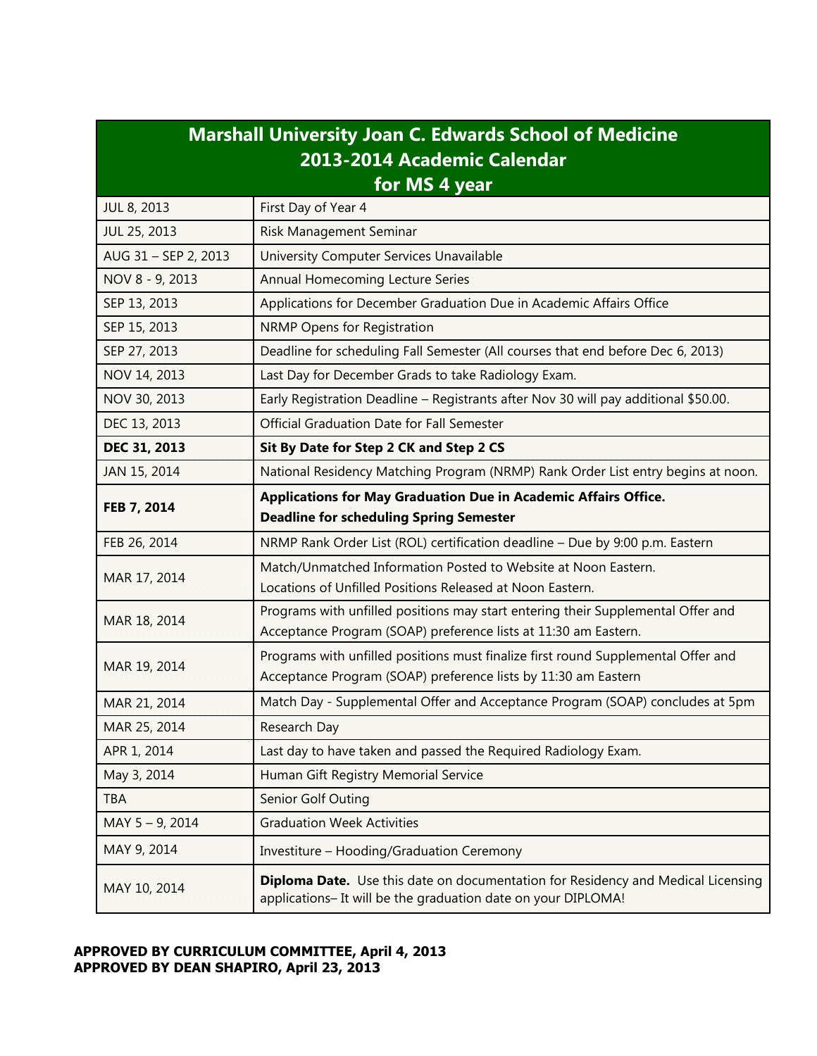| Marshall University Joan C. Edwards School of Medicine<br>2013-2014 Academic Calendar<br>for MS 4 year | |
|---|---|
| JUL 8, 2013 | First Day of Year 4 |
| JUL 25, 2013 | Risk Management Seminar |
| AUG 31 – SEP 2, 2013 | University Computer Services Unavailable |
| NOV 8 - 9, 2013 | Annual Homecoming Lecture Series |
| SEP 13, 2013 | Applications for December Graduation Due in Academic Affairs Office |
| SEP 15, 2013 | NRMP Opens for Registration |
| SEP 27, 2013 | Deadline for scheduling Fall Semester (All courses that end before Dec 6, 2013) |
| NOV 14, 2013 | Last Day for December Grads to take Radiology Exam. |
| NOV 30, 2013 | Early Registration Deadline – Registrants after Nov 30 will pay additional $50.00. |
| DEC 13, 2013 | Official Graduation Date for Fall Semester |
| **DEC 31, 2013** | **Sit By Date for Step 2 CK and Step 2 CS** |
| JAN 15, 2014 | National Residency Matching Program (NRMP) Rank Order List entry begins at noon. |
| **FEB 7, 2014** | **Applications for May Graduation Due in Academic Affairs Office.**<br>**Deadline for scheduling Spring Semester** |
| FEB 26, 2014 | NRMP Rank Order List (ROL) certification deadline – Due by 9:00 p.m. Eastern |
| MAR 17, 2014 | Match/Unmatched Information Posted to Website at Noon Eastern.<br>Locations of Unfilled Positions Released at Noon Eastern. |
| MAR 18, 2014 | Programs with unfilled positions may start entering their Supplemental Offer and Acceptance Program (SOAP) preference lists at 11:30 am Eastern. |
| MAR 19, 2014 | Programs with unfilled positions must finalize first round Supplemental Offer and Acceptance Program (SOAP) preference lists by 11:30 am Eastern |
| MAR 21, 2014 | Match Day - Supplemental Offer and Acceptance Program (SOAP) concludes at 5pm |
| MAR 25, 2014 | Research Day |
| APR 1, 2014 | Last day to have taken and passed the Required Radiology Exam. |
| May 3, 2014 | Human Gift Registry Memorial Service |
| TBA | Senior Golf Outing |
| MAY 5 – 9, 2014 | Graduation Week Activities |
| MAY 9, 2014 | Investiture – Hooding/Graduation Ceremony |
| MAY 10, 2014 | **Diploma Date.** Use this date on documentation for Residency and Medical Licensing applications– It will be the graduation date on your DIPLOMA! |

**APPROVED BY CURRICULUM COMMITTEE, April 4, 2013**
**APPROVED BY DEAN SHAPIRO, April 23, 2013**